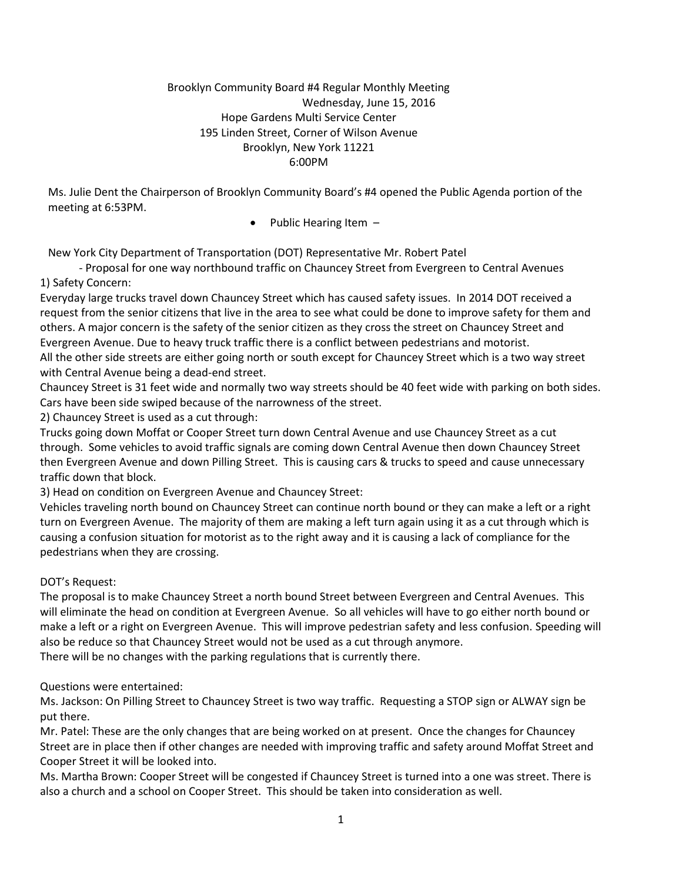Brooklyn Community Board #4 Regular Monthly Meeting
Wednesday, June 15, 2016
Hope Gardens Multi Service Center
195 Linden Street, Corner of Wilson Avenue
Brooklyn, New York 11221
6:00PM

Ms. Julie Dent the Chairperson of Brooklyn Community Board's #4 opened the Public Agenda portion of the meeting at 6:53PM.

- Public Hearing Item –

New York City Department of Transportation (DOT) Representative Mr. Robert Patel

- Proposal for one way northbound traffic on Chauncey Street from Evergreen to Central Avenues

1) Safety Concern:
Everyday large trucks travel down Chauncey Street which has caused safety issues. In 2014 DOT received a request from the senior citizens that live in the area to see what could be done to improve safety for them and others. A major concern is the safety of the senior citizen as they cross the street on Chauncey Street and Evergreen Avenue. Due to heavy truck traffic there is a conflict between pedestrians and motorist.
All the other side streets are either going north or south except for Chauncey Street which is a two way street with Central Avenue being a dead-end street.
Chauncey Street is 31 feet wide and normally two way streets should be 40 feet wide with parking on both sides. Cars have been side swiped because of the narrowness of the street.

2) Chauncey Street is used as a cut through:
Trucks going down Moffat or Cooper Street turn down Central Avenue and use Chauncey Street as a cut through. Some vehicles to avoid traffic signals are coming down Central Avenue then down Chauncey Street then Evergreen Avenue and down Pilling Street. This is causing cars & trucks to speed and cause unnecessary traffic down that block.

3) Head on condition on Evergreen Avenue and Chauncey Street:
Vehicles traveling north bound on Chauncey Street can continue north bound or they can make a left or a right turn on Evergreen Avenue. The majority of them are making a left turn again using it as a cut through which is causing a confusion situation for motorist as to the right away and it is causing a lack of compliance for the pedestrians when they are crossing.

DOT's Request:
The proposal is to make Chauncey Street a north bound Street between Evergreen and Central Avenues. This will eliminate the head on condition at Evergreen Avenue. So all vehicles will have to go either north bound or make a left or a right on Evergreen Avenue. This will improve pedestrian safety and less confusion. Speeding will also be reduce so that Chauncey Street would not be used as a cut through anymore.
There will be no changes with the parking regulations that is currently there.

Questions were entertained:
Ms. Jackson: On Pilling Street to Chauncey Street is two way traffic. Requesting a STOP sign or ALWAY sign be put there.
Mr. Patel: These are the only changes that are being worked on at present. Once the changes for Chauncey Street are in place then if other changes are needed with improving traffic and safety around Moffat Street and Cooper Street it will be looked into.
Ms. Martha Brown: Cooper Street will be congested if Chauncey Street is turned into a one was street. There is also a church and a school on Cooper Street. This should be taken into consideration as well.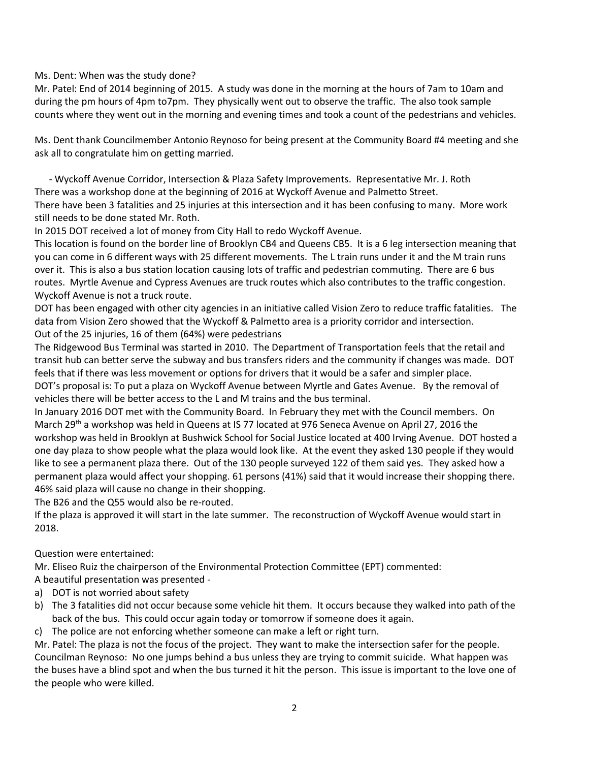Ms. Dent: When was the study done?

Mr. Patel: End of 2014 beginning of 2015. A study was done in the morning at the hours of 7am to 10am and during the pm hours of 4pm to7pm. They physically went out to observe the traffic. The also took sample counts where they went out in the morning and evening times and took a count of the pedestrians and vehicles.

Ms. Dent thank Councilmember Antonio Reynoso for being present at the Community Board #4 meeting and she ask all to congratulate him on getting married.

- Wyckoff Avenue Corridor, Intersection & Plaza Safety Improvements. Representative Mr. J. Roth

There was a workshop done at the beginning of 2016 at Wyckoff Avenue and Palmetto Street.

There have been 3 fatalities and 25 injuries at this intersection and it has been confusing to many. More work still needs to be done stated Mr. Roth.

In 2015 DOT received a lot of money from City Hall to redo Wyckoff Avenue.

This location is found on the border line of Brooklyn CB4 and Queens CB5. It is a 6 leg intersection meaning that you can come in 6 different ways with 25 different movements. The L train runs under it and the M train runs over it. This is also a bus station location causing lots of traffic and pedestrian commuting. There are 6 bus routes. Myrtle Avenue and Cypress Avenues are truck routes which also contributes to the traffic congestion. Wyckoff Avenue is not a truck route.

DOT has been engaged with other city agencies in an initiative called Vision Zero to reduce traffic fatalities. The data from Vision Zero showed that the Wyckoff & Palmetto area is a priority corridor and intersection.

Out of the 25 injuries, 16 of them (64%) were pedestrians

The Ridgewood Bus Terminal was started in 2010. The Department of Transportation feels that the retail and transit hub can better serve the subway and bus transfers riders and the community if changes was made. DOT feels that if there was less movement or options for drivers that it would be a safer and simpler place.

DOT's proposal is: To put a plaza on Wyckoff Avenue between Myrtle and Gates Avenue. By the removal of vehicles there will be better access to the L and M trains and the bus terminal.

In January 2016 DOT met with the Community Board. In February they met with the Council members. On March 29th a workshop was held in Queens at IS 77 located at 976 Seneca Avenue on April 27, 2016 the workshop was held in Brooklyn at Bushwick School for Social Justice located at 400 Irving Avenue. DOT hosted a one day plaza to show people what the plaza would look like. At the event they asked 130 people if they would like to see a permanent plaza there. Out of the 130 people surveyed 122 of them said yes. They asked how a permanent plaza would affect your shopping. 61 persons (41%) said that it would increase their shopping there. 46% said plaza will cause no change in their shopping.

The B26 and the Q55 would also be re-routed.

If the plaza is approved it will start in the late summer. The reconstruction of Wyckoff Avenue would start in 2018.

Question were entertained:

Mr. Eliseo Ruiz the chairperson of the Environmental Protection Committee (EPT) commented:

A beautiful presentation was presented -

a) DOT is not worried about safety
b) The 3 fatalities did not occur because some vehicle hit them. It occurs because they walked into path of the back of the bus. This could occur again today or tomorrow if someone does it again.
c) The police are not enforcing whether someone can make a left or right turn.

Mr. Patel: The plaza is not the focus of the project. They want to make the intersection safer for the people.

Councilman Reynoso: No one jumps behind a bus unless they are trying to commit suicide. What happen was the buses have a blind spot and when the bus turned it hit the person. This issue is important to the love one of the people who were killed.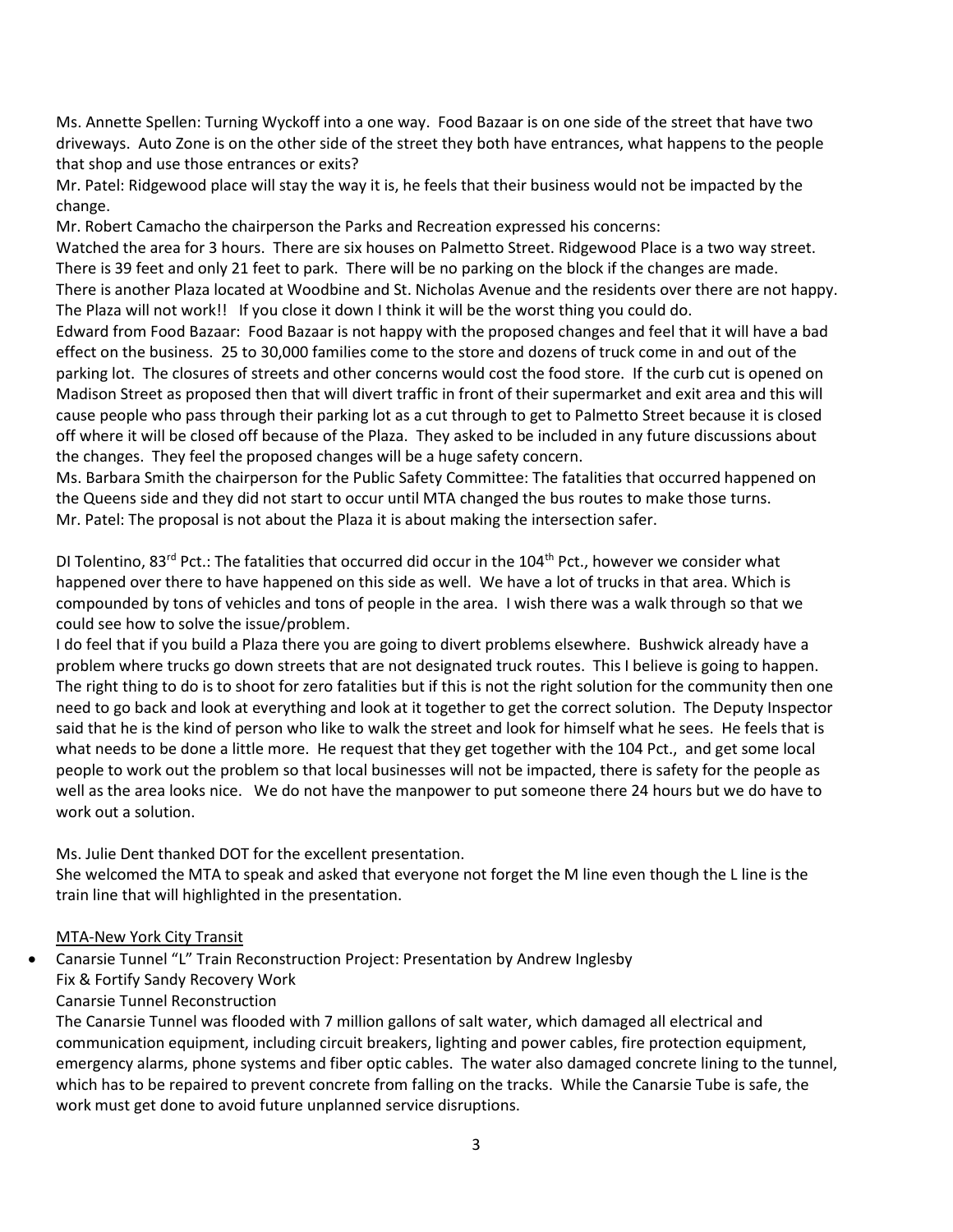Ms. Annette Spellen: Turning Wyckoff into a one way. Food Bazaar is on one side of the street that have two driveways. Auto Zone is on the other side of the street they both have entrances, what happens to the people that shop and use those entrances or exits?
Mr. Patel: Ridgewood place will stay the way it is, he feels that their business would not be impacted by the change.
Mr. Robert Camacho the chairperson the Parks and Recreation expressed his concerns:
Watched the area for 3 hours. There are six houses on Palmetto Street. Ridgewood Place is a two way street. There is 39 feet and only 21 feet to park. There will be no parking on the block if the changes are made. There is another Plaza located at Woodbine and St. Nicholas Avenue and the residents over there are not happy. The Plaza will not work!! If you close it down I think it will be the worst thing you could do.
Edward from Food Bazaar: Food Bazaar is not happy with the proposed changes and feel that it will have a bad effect on the business. 25 to 30,000 families come to the store and dozens of truck come in and out of the parking lot. The closures of streets and other concerns would cost the food store. If the curb cut is opened on Madison Street as proposed then that will divert traffic in front of their supermarket and exit area and this will cause people who pass through their parking lot as a cut through to get to Palmetto Street because it is closed off where it will be closed off because of the Plaza. They asked to be included in any future discussions about the changes. They feel the proposed changes will be a huge safety concern.
Ms. Barbara Smith the chairperson for the Public Safety Committee: The fatalities that occurred happened on the Queens side and they did not start to occur until MTA changed the bus routes to make those turns.
Mr. Patel: The proposal is not about the Plaza it is about making the intersection safer.

DI Tolentino, 83rd Pct.: The fatalities that occurred did occur in the 104th Pct., however we consider what happened over there to have happened on this side as well. We have a lot of trucks in that area. Which is compounded by tons of vehicles and tons of people in the area. I wish there was a walk through so that we could see how to solve the issue/problem.
I do feel that if you build a Plaza there you are going to divert problems elsewhere. Bushwick already have a problem where trucks go down streets that are not designated truck routes. This I believe is going to happen. The right thing to do is to shoot for zero fatalities but if this is not the right solution for the community then one need to go back and look at everything and look at it together to get the correct solution. The Deputy Inspector said that he is the kind of person who like to walk the street and look for himself what he sees. He feels that is what needs to be done a little more. He request that they get together with the 104 Pct., and get some local people to work out the problem so that local businesses will not be impacted, there is safety for the people as well as the area looks nice. We do not have the manpower to put someone there 24 hours but we do have to work out a solution.

Ms. Julie Dent thanked DOT for the excellent presentation.
She welcomed the MTA to speak and asked that everyone not forget the M line even though the L line is the train line that will highlighted in the presentation.

<u>MTA-New York City Transit</u>

- Canarsie Tunnel "L" Train Reconstruction Project: Presentation by Andrew Inglesby
  Fix & Fortify Sandy Recovery Work
  Canarsie Tunnel Reconstruction
  The Canarsie Tunnel was flooded with 7 million gallons of salt water, which damaged all electrical and communication equipment, including circuit breakers, lighting and power cables, fire protection equipment, emergency alarms, phone systems and fiber optic cables. The water also damaged concrete lining to the tunnel, which has to be repaired to prevent concrete from falling on the tracks. While the Canarsie Tube is safe, the work must get done to avoid future unplanned service disruptions.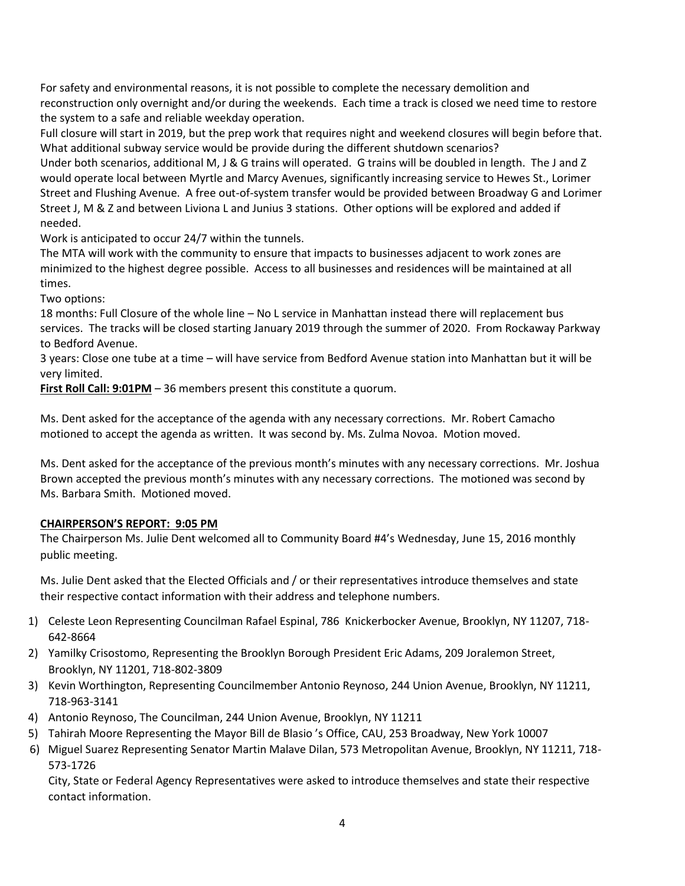For safety and environmental reasons, it is not possible to complete the necessary demolition and reconstruction only overnight and/or during the weekends. Each time a track is closed we need time to restore the system to a safe and reliable weekday operation.

Full closure will start in 2019, but the prep work that requires night and weekend closures will begin before that.

What additional subway service would be provide during the different shutdown scenarios?

Under both scenarios, additional M, J & G trains will operated. G trains will be doubled in length. The J and Z would operate local between Myrtle and Marcy Avenues, significantly increasing service to Hewes St., Lorimer Street and Flushing Avenue. A free out-of-system transfer would be provided between Broadway G and Lorimer Street J, M & Z and between Liviona L and Junius 3 stations. Other options will be explored and added if needed.

Work is anticipated to occur 24/7 within the tunnels.

The MTA will work with the community to ensure that impacts to businesses adjacent to work zones are minimized to the highest degree possible. Access to all businesses and residences will be maintained at all times.

Two options:

18 months: Full Closure of the whole line – No L service in Manhattan instead there will replacement bus services. The tracks will be closed starting January 2019 through the summer of 2020. From Rockaway Parkway to Bedford Avenue.

3 years: Close one tube at a time – will have service from Bedford Avenue station into Manhattan but it will be very limited.

**First Roll Call: 9:01PM** – 36 members present this constitute a quorum.

Ms. Dent asked for the acceptance of the agenda with any necessary corrections. Mr. Robert Camacho motioned to accept the agenda as written. It was second by. Ms. Zulma Novoa. Motion moved.

Ms. Dent asked for the acceptance of the previous month's minutes with any necessary corrections. Mr. Joshua Brown accepted the previous month's minutes with any necessary corrections. The motioned was second by Ms. Barbara Smith. Motioned moved.

**CHAIRPERSON'S REPORT: 9:05 PM**

The Chairperson Ms. Julie Dent welcomed all to Community Board #4's Wednesday, June 15, 2016 monthly public meeting.

Ms. Julie Dent asked that the Elected Officials and / or their representatives introduce themselves and state their respective contact information with their address and telephone numbers.

1) Celeste Leon Representing Councilman Rafael Espinal, 786 Knickerbocker Avenue, Brooklyn, NY 11207, 718-642-8664
2) Yamilky Crisostomo, Representing the Brooklyn Borough President Eric Adams, 209 Joralemon Street, Brooklyn, NY 11201, 718-802-3809
3) Kevin Worthington, Representing Councilmember Antonio Reynoso, 244 Union Avenue, Brooklyn, NY 11211, 718-963-3141
4) Antonio Reynoso, The Councilman, 244 Union Avenue, Brooklyn, NY 11211
5) Tahirah Moore Representing the Mayor Bill de Blasio 's Office, CAU, 253 Broadway, New York 10007
6) Miguel Suarez Representing Senator Martin Malave Dilan, 573 Metropolitan Avenue, Brooklyn, NY 11211, 718-573-1726

City, State or Federal Agency Representatives were asked to introduce themselves and state their respective contact information.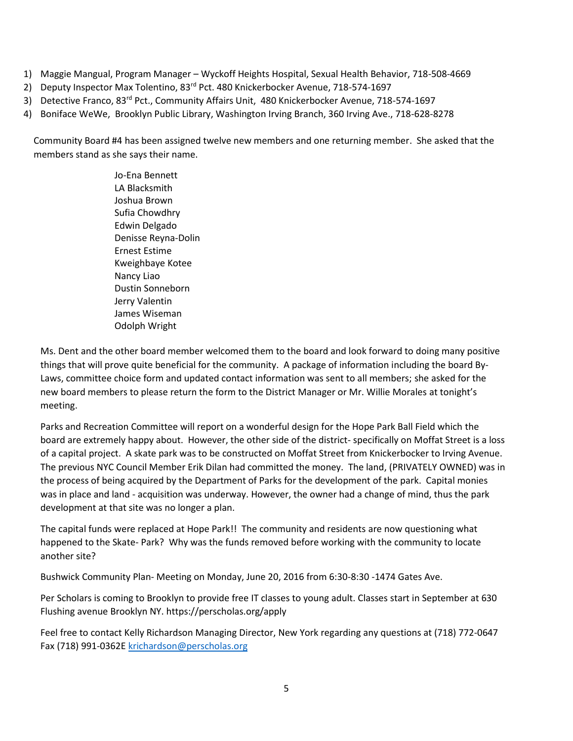1) Maggie Mangual, Program Manager – Wyckoff Heights Hospital, Sexual Health Behavior, 718-508-4669
2) Deputy Inspector Max Tolentino, 83rd Pct. 480 Knickerbocker Avenue, 718-574-1697
3) Detective Franco, 83rd Pct., Community Affairs Unit, 480 Knickerbocker Avenue, 718-574-1697
4) Boniface WeWe, Brooklyn Public Library, Washington Irving Branch, 360 Irving Ave., 718-628-8278

Community Board #4 has been assigned twelve new members and one returning member. She asked that the members stand as she says their name.

Jo-Ena Bennett  
LA Blacksmith  
Joshua Brown  
Sufia Chowdhry  
Edwin Delgado  
Denisse Reyna-Dolin  
Ernest Estime  
Kweighbaye Kotee  
Nancy Liao  
Dustin Sonneborn  
Jerry Valentin  
James Wiseman  
Odolph Wright

Ms. Dent and the other board member welcomed them to the board and look forward to doing many positive things that will prove quite beneficial for the community. A package of information including the board By-Laws, committee choice form and updated contact information was sent to all members; she asked for the new board members to please return the form to the District Manager or Mr. Willie Morales at tonight's meeting.

Parks and Recreation Committee will report on a wonderful design for the Hope Park Ball Field which the board are extremely happy about. However, the other side of the district- specifically on Moffat Street is a loss of a capital project. A skate park was to be constructed on Moffat Street from Knickerbocker to Irving Avenue. The previous NYC Council Member Erik Dilan had committed the money. The land, (PRIVATELY OWNED) was in the process of being acquired by the Department of Parks for the development of the park. Capital monies was in place and land - acquisition was underway. However, the owner had a change of mind, thus the park development at that site was no longer a plan.

The capital funds were replaced at Hope Park!! The community and residents are now questioning what happened to the Skate- Park? Why was the funds removed before working with the community to locate another site?

Bushwick Community Plan- Meeting on Monday, June 20, 2016 from 6:30-8:30 -1474 Gates Ave.

Per Scholars is coming to Brooklyn to provide free IT classes to young adult. Classes start in September at 630 Flushing avenue Brooklyn NY. https://perscholas.org/apply

Feel free to contact Kelly Richardson Managing Director, New York regarding any questions at (718) 772-0647 Fax (718) 991-0362E krichardson@perscholas.org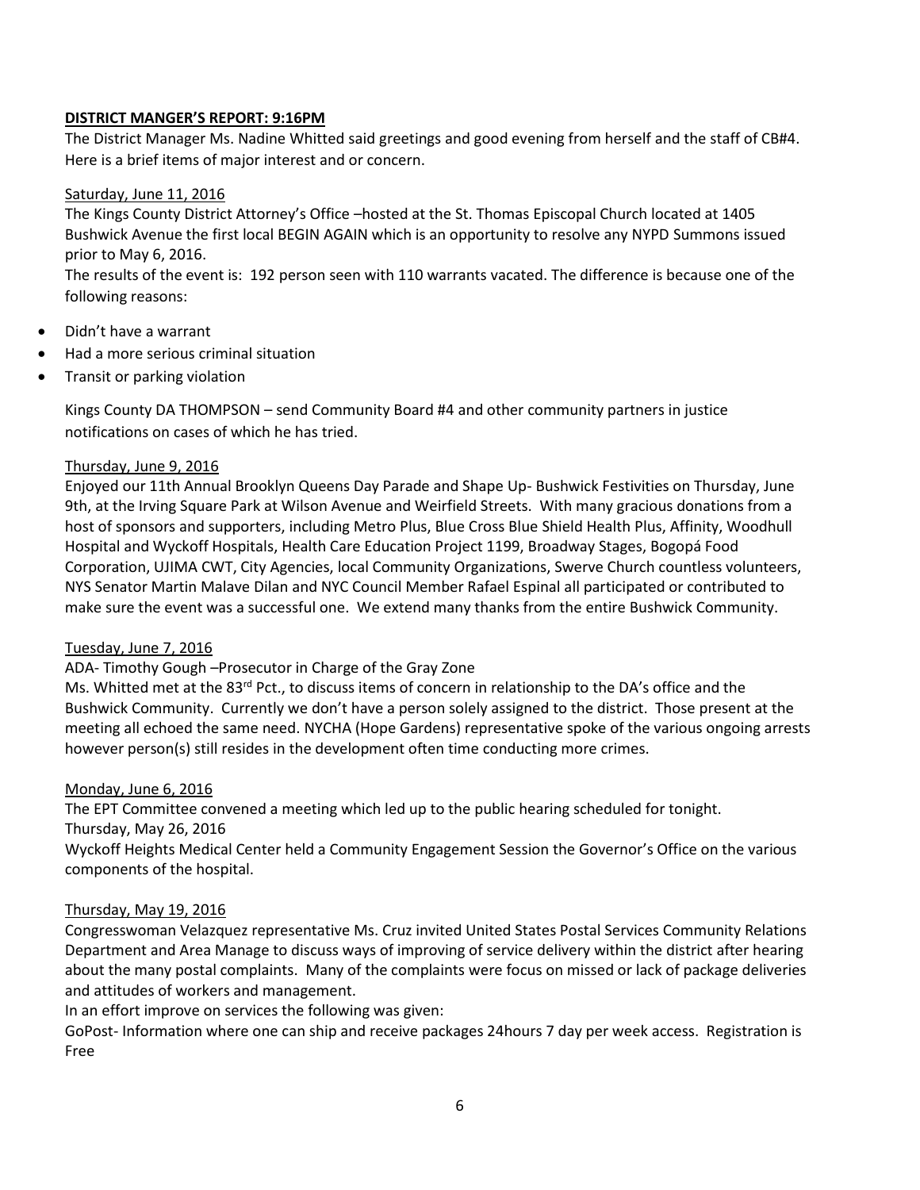**DISTRICT MANGER'S REPORT: 9:16PM**

The District Manager Ms. Nadine Whitted said greetings and good evening from herself and the staff of CB#4. Here is a brief items of major interest and or concern.

Saturday, June 11, 2016

The Kings County District Attorney's Office –hosted at the St. Thomas Episcopal Church located at 1405 Bushwick Avenue the first local BEGIN AGAIN which is an opportunity to resolve any NYPD Summons issued prior to May 6, 2016.

The results of the event is: 192 person seen with 110 warrants vacated. The difference is because one of the following reasons:

- Didn't have a warrant
- Had a more serious criminal situation
- Transit or parking violation

Kings County DA THOMPSON – send Community Board #4 and other community partners in justice notifications on cases of which he has tried.

Thursday, June 9, 2016

Enjoyed our 11th Annual Brooklyn Queens Day Parade and Shape Up- Bushwick Festivities on Thursday, June 9th, at the Irving Square Park at Wilson Avenue and Weirfield Streets. With many gracious donations from a host of sponsors and supporters, including Metro Plus, Blue Cross Blue Shield Health Plus, Affinity, Woodhull Hospital and Wyckoff Hospitals, Health Care Education Project 1199, Broadway Stages, Bogopá Food Corporation, UJIMA CWT, City Agencies, local Community Organizations, Swerve Church countless volunteers, NYS Senator Martin Malave Dilan and NYC Council Member Rafael Espinal all participated or contributed to make sure the event was a successful one. We extend many thanks from the entire Bushwick Community.

Tuesday, June 7, 2016

ADA- Timothy Gough –Prosecutor in Charge of the Gray Zone

Ms. Whitted met at the 83rd Pct., to discuss items of concern in relationship to the DA's office and the Bushwick Community. Currently we don't have a person solely assigned to the district. Those present at the meeting all echoed the same need. NYCHA (Hope Gardens) representative spoke of the various ongoing arrests however person(s) still resides in the development often time conducting more crimes.

Monday, June 6, 2016

The EPT Committee convened a meeting which led up to the public hearing scheduled for tonight.

Thursday, May 26, 2016

Wyckoff Heights Medical Center held a Community Engagement Session the Governor's Office on the various components of the hospital.

Thursday, May 19, 2016

Congresswoman Velazquez representative Ms. Cruz invited United States Postal Services Community Relations Department and Area Manage to discuss ways of improving of service delivery within the district after hearing about the many postal complaints. Many of the complaints were focus on missed or lack of package deliveries and attitudes of workers and management.

In an effort improve on services the following was given:

GoPost- Information where one can ship and receive packages 24hours 7 day per week access. Registration is Free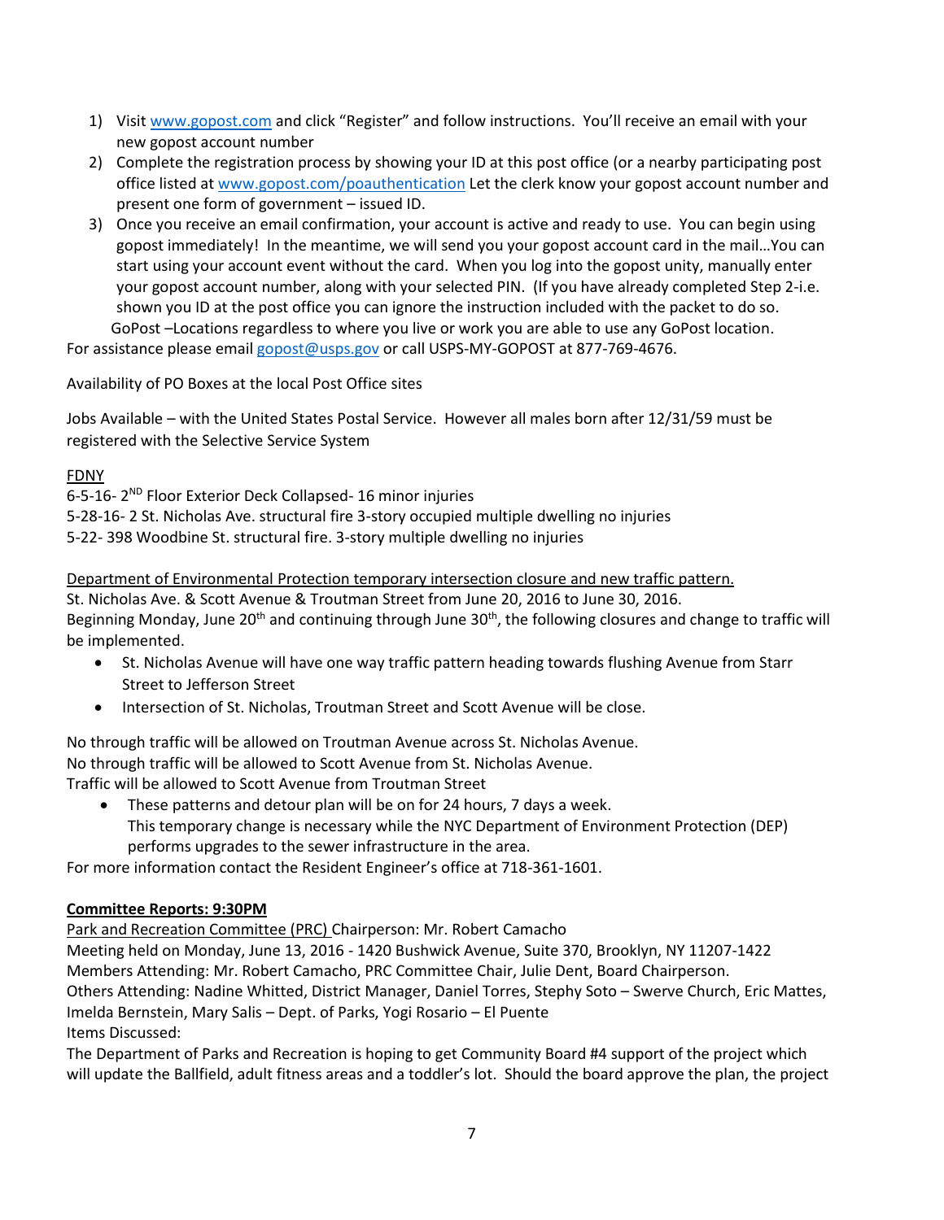1) Visit www.gopost.com and click "Register" and follow instructions. You'll receive an email with your new gopost account number
2) Complete the registration process by showing your ID at this post office (or a nearby participating post office listed at www.gopost.com/poauthentication Let the clerk know your gopost account number and present one form of government – issued ID.
3) Once you receive an email confirmation, your account is active and ready to use. You can begin using gopost immediately! In the meantime, we will send you your gopost account card in the mail…You can start using your account event without the card. When you log into the gopost unity, manually enter your gopost account number, along with your selected PIN. (If you have already completed Step 2-i.e. shown you ID at the post office you can ignore the instruction included with the packet to do so.
GoPost –Locations regardless to where you live or work you are able to use any GoPost location.

For assistance please email gopost@usps.gov or call USPS-MY-GOPOST at 877-769-4676.

Availability of PO Boxes at the local Post Office sites

Jobs Available – with the United States Postal Service. However all males born after 12/31/59 must be registered with the Selective Service System

<u>FDNY</u>

6-5-16- 2ND Floor Exterior Deck Collapsed- 16 minor injuries
5-28-16- 2 St. Nicholas Ave. structural fire 3-story occupied multiple dwelling no injuries
5-22- 398 Woodbine St. structural fire. 3-story multiple dwelling no injuries

<u>Department of Environmental Protection temporary intersection closure and new traffic pattern.</u>

St. Nicholas Ave. & Scott Avenue & Troutman Street from June 20, 2016 to June 30, 2016.
Beginning Monday, June 20th and continuing through June 30th, the following closures and change to traffic will be implemented.

- St. Nicholas Avenue will have one way traffic pattern heading towards flushing Avenue from Starr Street to Jefferson Street
- Intersection of St. Nicholas, Troutman Street and Scott Avenue will be close.

No through traffic will be allowed on Troutman Avenue across St. Nicholas Avenue.
No through traffic will be allowed to Scott Avenue from St. Nicholas Avenue.
Traffic will be allowed to Scott Avenue from Troutman Street

- These patterns and detour plan will be on for 24 hours, 7 days a week.
  This temporary change is necessary while the NYC Department of Environment Protection (DEP) performs upgrades to the sewer infrastructure in the area.

For more information contact the Resident Engineer's office at 718-361-1601.

**<u>Committee Reports: 9:30PM</u>**

<u>Park and Recreation Committee (PRC)</u> Chairperson: Mr. Robert Camacho
Meeting held on Monday, June 13, 2016 - 1420 Bushwick Avenue, Suite 370, Brooklyn, NY 11207-1422
Members Attending: Mr. Robert Camacho, PRC Committee Chair, Julie Dent, Board Chairperson.
Others Attending: Nadine Whitted, District Manager, Daniel Torres, Stephy Soto – Swerve Church, Eric Mattes, Imelda Bernstein, Mary Salis – Dept. of Parks, Yogi Rosario – El Puente
Items Discussed:
The Department of Parks and Recreation is hoping to get Community Board #4 support of the project which will update the Ballfield, adult fitness areas and a toddler's lot. Should the board approve the plan, the project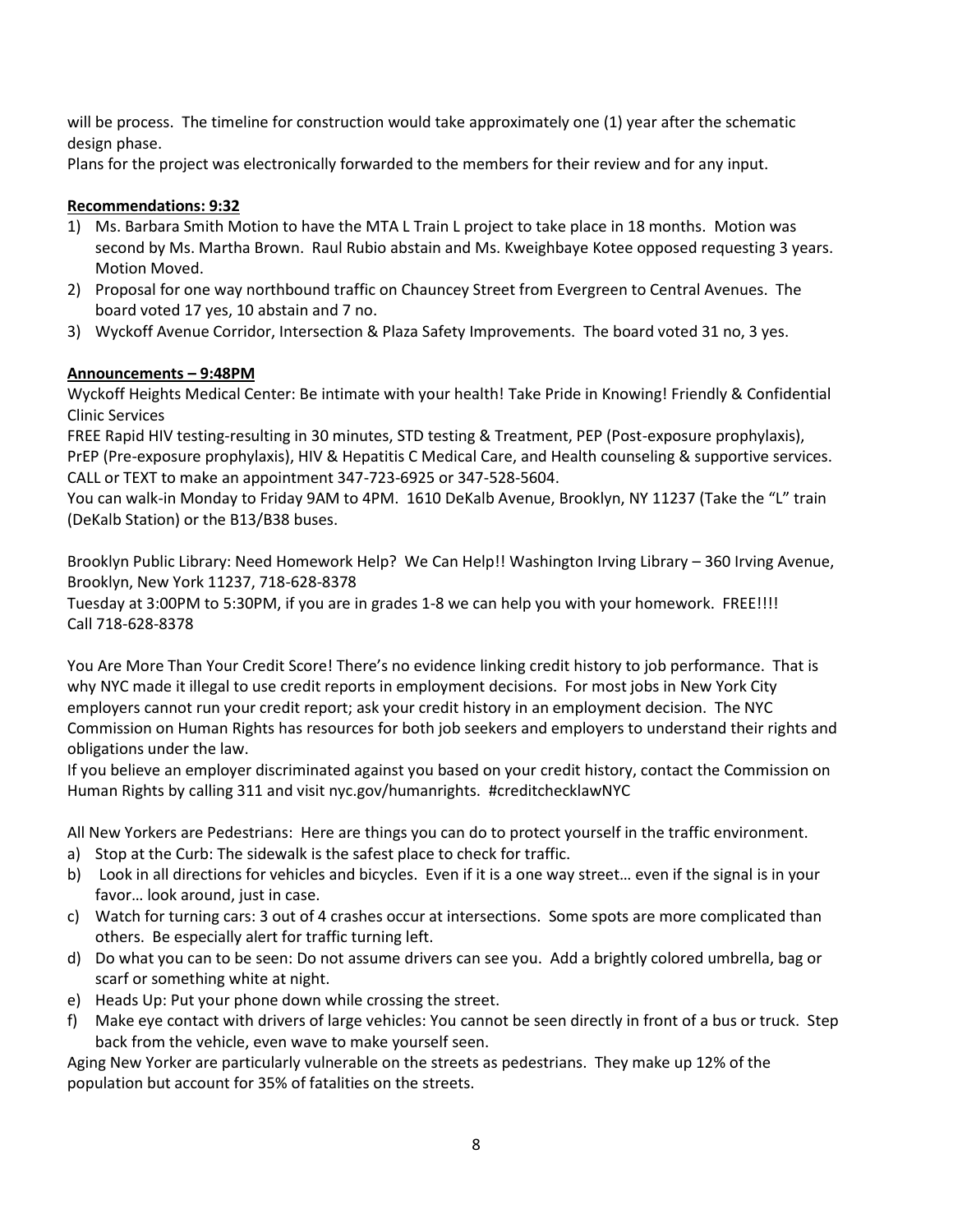will be process. The timeline for construction would take approximately one (1) year after the schematic design phase.
Plans for the project was electronically forwarded to the members for their review and for any input.

**Recommendations: 9:32**

1) Ms. Barbara Smith Motion to have the MTA L Train L project to take place in 18 months. Motion was second by Ms. Martha Brown. Raul Rubio abstain and Ms. Kweighbaye Kotee opposed requesting 3 years. Motion Moved.
2) Proposal for one way northbound traffic on Chauncey Street from Evergreen to Central Avenues. The board voted 17 yes, 10 abstain and 7 no.
3) Wyckoff Avenue Corridor, Intersection & Plaza Safety Improvements. The board voted 31 no, 3 yes.

**Announcements – 9:48PM**

Wyckoff Heights Medical Center: Be intimate with your health! Take Pride in Knowing! Friendly & Confidential Clinic Services
FREE Rapid HIV testing-resulting in 30 minutes, STD testing & Treatment, PEP (Post-exposure prophylaxis), PrEP (Pre-exposure prophylaxis), HIV & Hepatitis C Medical Care, and Health counseling & supportive services. CALL or TEXT to make an appointment 347-723-6925 or 347-528-5604.
You can walk-in Monday to Friday 9AM to 4PM. 1610 DeKalb Avenue, Brooklyn, NY 11237 (Take the "L" train (DeKalb Station) or the B13/B38 buses.

Brooklyn Public Library: Need Homework Help? We Can Help!! Washington Irving Library – 360 Irving Avenue, Brooklyn, New York 11237, 718-628-8378
Tuesday at 3:00PM to 5:30PM, if you are in grades 1-8 we can help you with your homework. FREE!!!!
Call 718-628-8378

You Are More Than Your Credit Score! There's no evidence linking credit history to job performance. That is why NYC made it illegal to use credit reports in employment decisions. For most jobs in New York City employers cannot run your credit report; ask your credit history in an employment decision. The NYC Commission on Human Rights has resources for both job seekers and employers to understand their rights and obligations under the law.
If you believe an employer discriminated against you based on your credit history, contact the Commission on Human Rights by calling 311 and visit nyc.gov/humanrights. #creditchecklawNYC

All New Yorkers are Pedestrians: Here are things you can do to protect yourself in the traffic environment.

a) Stop at the Curb: The sidewalk is the safest place to check for traffic.
b) Look in all directions for vehicles and bicycles. Even if it is a one way street… even if the signal is in your favor… look around, just in case.
c) Watch for turning cars: 3 out of 4 crashes occur at intersections. Some spots are more complicated than others. Be especially alert for traffic turning left.
d) Do what you can to be seen: Do not assume drivers can see you. Add a brightly colored umbrella, bag or scarf or something white at night.
e) Heads Up: Put your phone down while crossing the street.
f) Make eye contact with drivers of large vehicles: You cannot be seen directly in front of a bus or truck. Step back from the vehicle, even wave to make yourself seen.

Aging New Yorker are particularly vulnerable on the streets as pedestrians. They make up 12% of the population but account for 35% of fatalities on the streets.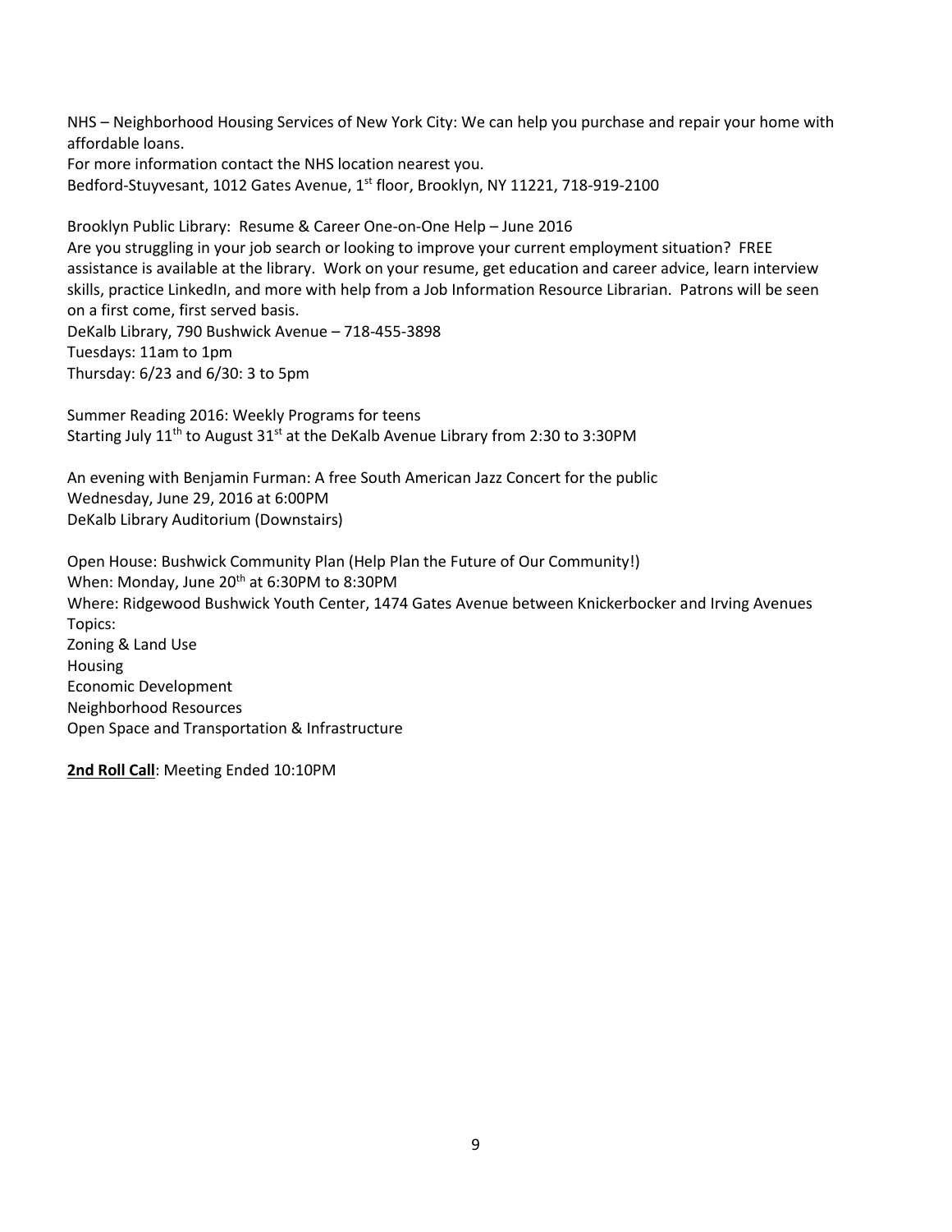NHS – Neighborhood Housing Services of New York City: We can help you purchase and repair your home with affordable loans.
For more information contact the NHS location nearest you.
Bedford-Stuyvesant, 1012 Gates Avenue, 1st floor, Brooklyn, NY 11221, 718-919-2100

Brooklyn Public Library: Resume & Career One-on-One Help – June 2016
Are you struggling in your job search or looking to improve your current employment situation? FREE assistance is available at the library. Work on your resume, get education and career advice, learn interview skills, practice LinkedIn, and more with help from a Job Information Resource Librarian. Patrons will be seen on a first come, first served basis.
DeKalb Library, 790 Bushwick Avenue – 718-455-3898
Tuesdays: 11am to 1pm
Thursday: 6/23 and 6/30: 3 to 5pm

Summer Reading 2016: Weekly Programs for teens
Starting July 11th to August 31st at the DeKalb Avenue Library from 2:30 to 3:30PM

An evening with Benjamin Furman: A free South American Jazz Concert for the public
Wednesday, June 29, 2016 at 6:00PM
DeKalb Library Auditorium (Downstairs)

Open House: Bushwick Community Plan (Help Plan the Future of Our Community!)
When: Monday, June 20th at 6:30PM to 8:30PM
Where: Ridgewood Bushwick Youth Center, 1474 Gates Avenue between Knickerbocker and Irving Avenues
Topics:
Zoning & Land Use
Housing
Economic Development
Neighborhood Resources
Open Space and Transportation & Infrastructure

**2nd Roll Call**: Meeting Ended 10:10PM